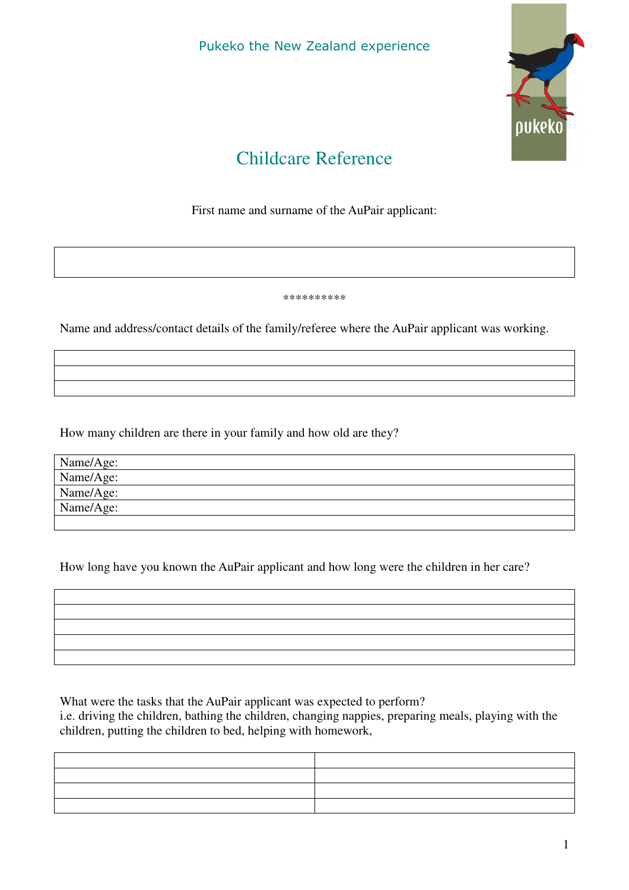Pukeko the New Zealand experience

# Childcare Reference

First name and surname of the AuPair applicant:

| |
|---|
| |

\*\*\*\*\*\*\*\*\*\*

Name and address/contact details of the family/referee where the AuPair applicant was working.

| |
|---|
| |
| |
| |

How many children are there in your family and how old are they?

| |
|---|
| Name/Age: |
| Name/Age: |
| Name/Age: |
| Name/Age: |
| |

How long have you known the AuPair applicant and how long were the children in her care?

| |
|---|
| |
| |
| |
| |
| |

What were the tasks that the AuPair applicant was expected to perform?
i.e. driving the children, bathing the children, changing nappies, preparing meals, playing with the children, putting the children to bed, helping with homework,

| | |
|---|---|
| | |
| | |
| | |
| | |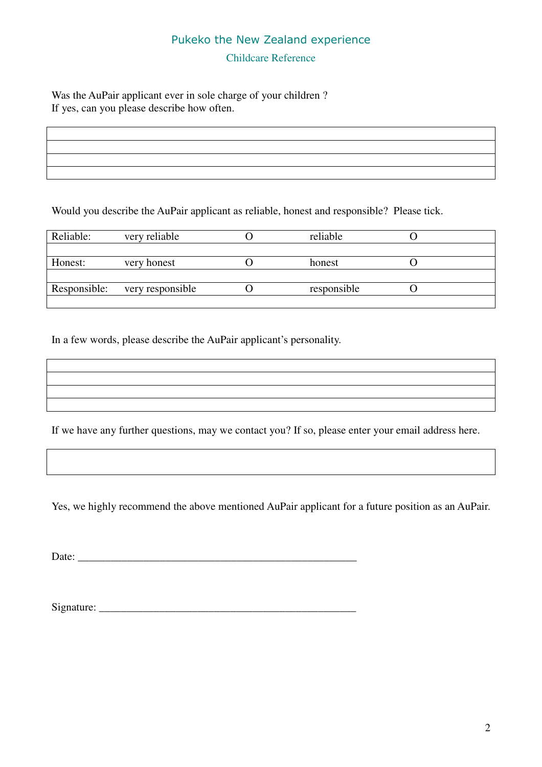## Pukeko the New Zealand experience

### Childcare Reference

Was the AuPair applicant ever in sole charge of your children ?
If yes, can you please describe how often.

| |
|---|
| |
| |
| |
| |

Would you describe the AuPair applicant as reliable, honest and responsible? Please tick.

| | | | | |
|---|---|---|---|---|
| Reliable: | very reliable | O | reliable | O |
| | | | | |
| Honest: | very honest | O | honest | O |
| | | | | |
| Responsible: | very responsible | O | responsible | O |
| | | | | |

In a few words, please describe the AuPair applicant's personality.

| |
|---|
| |
| |
| |
| |

If we have any further questions, may we contact you? If so, please enter your email address here.

| |
|---|
| |

Yes, we highly recommend the above mentioned AuPair applicant for a future position as an AuPair.

Date: ____________________________________________________

Signature: ________________________________________________